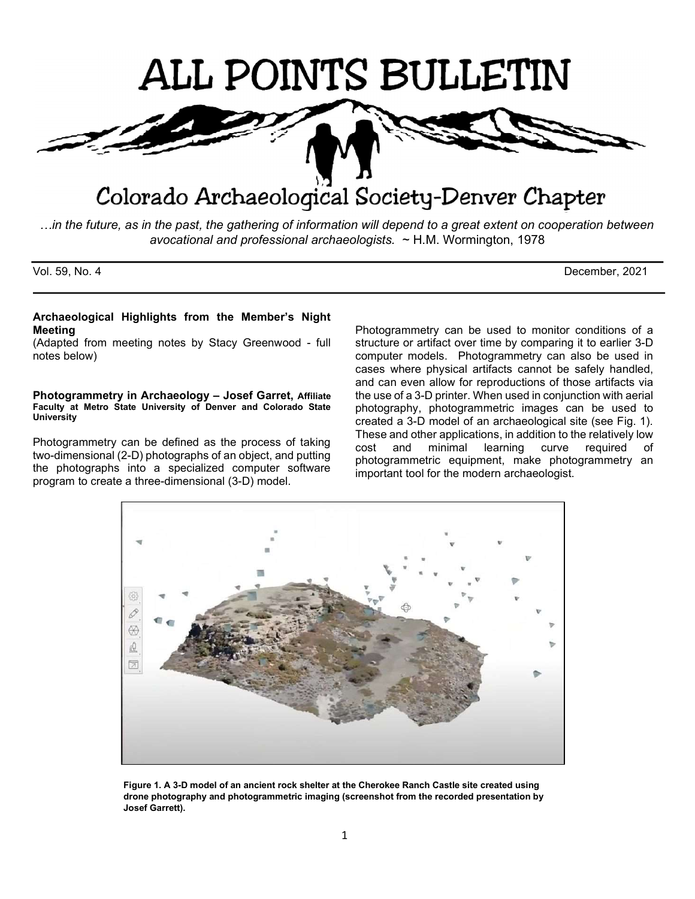# ALL POINTS BULLETIN

## Colorado Archaeological Society-Denver Chapter

*…in the future, as in the past, the gathering of information will depend to a great extent on cooperation between avocational and professional archaeologists.* ~ H.M. Wormington, 1978

Vol. 59, No. 4 December, 2021

**Archaeological Highlights from the Member's Night Meeting**
(Adapted from meeting notes by Stacy Greenwood - full notes below)

**Photogrammetry in Archaeology – Josef Garret, Affiliate Faculty at Metro State University of Denver and Colorado State University**

Photogrammetry can be defined as the process of taking two-dimensional (2-D) photographs of an object, and putting the photographs into a specialized computer software program to create a three-dimensional (3-D) model.

Photogrammetry can be used to monitor conditions of a structure or artifact over time by comparing it to earlier 3-D computer models. Photogrammetry can also be used in cases where physical artifacts cannot be safely handled, and can even allow for reproductions of those artifacts via the use of a 3-D printer. When used in conjunction with aerial photography, photogrammetric images can be used to created a 3-D model of an archaeological site (see Fig. 1). These and other applications, in addition to the relatively low cost and minimal learning curve required of photogrammetric equipment, make photogrammetry an important tool for the modern archaeologist.

**Figure 1. A 3-D model of an ancient rock shelter at the Cherokee Ranch Castle site created using drone photography and photogrammetric imaging (screenshot from the recorded presentation by Josef Garrett).**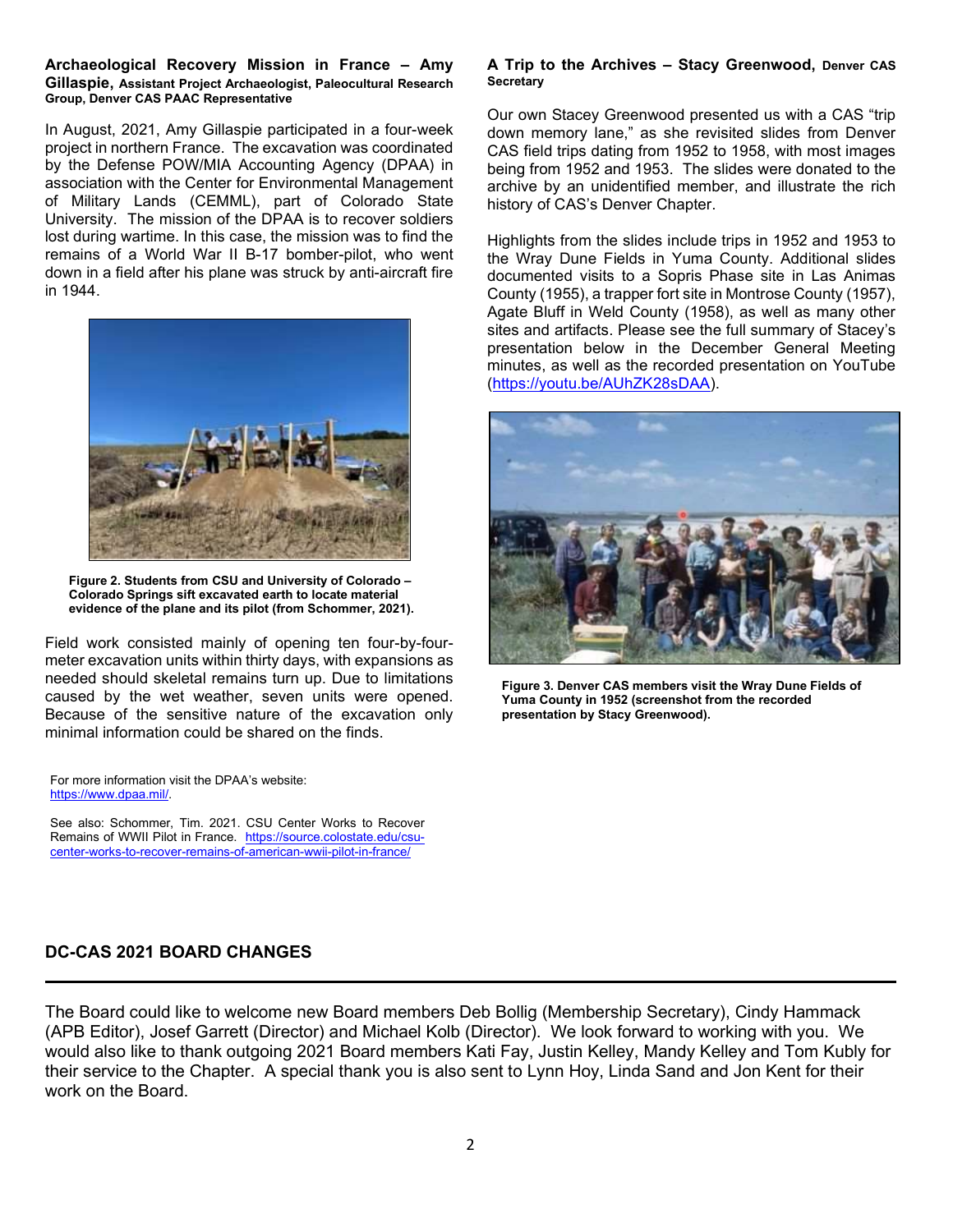**Archaeological Recovery Mission in France – Amy Gillaspie, Assistant Project Archaeologist, Paleocultural Research Group, Denver CAS PAAC Representative**

In August, 2021, Amy Gillaspie participated in a four-week project in northern France. The excavation was coordinated by the Defense POW/MIA Accounting Agency (DPAA) in association with the Center for Environmental Management of Military Lands (CEMML), part of Colorado State University. The mission of the DPAA is to recover soldiers lost during wartime. In this case, the mission was to find the remains of a World War II B-17 bomber-pilot, who went down in a field after his plane was struck by anti-aircraft fire in 1944.

**Figure 2. Students from CSU and University of Colorado – Colorado Springs sift excavated earth to locate material evidence of the plane and its pilot (from Schommer, 2021).**

Field work consisted mainly of opening ten four-by-four-meter excavation units within thirty days, with expansions as needed should skeletal remains turn up. Due to limitations caused by the wet weather, seven units were opened. Because of the sensitive nature of the excavation only minimal information could be shared on the finds.

For more information visit the DPAA's website: https://www.dpaa.mil/.

See also: Schommer, Tim. 2021. CSU Center Works to Recover Remains of WWII Pilot in France. https://source.colostate.edu/csu-center-works-to-recover-remains-of-american-wwii-pilot-in-france/

**A Trip to the Archives – Stacy Greenwood, Denver CAS Secretary**

Our own Stacey Greenwood presented us with a CAS "trip down memory lane," as she revisited slides from Denver CAS field trips dating from 1952 to 1958, with most images being from 1952 and 1953. The slides were donated to the archive by an unidentified member, and illustrate the rich history of CAS's Denver Chapter.

Highlights from the slides include trips in 1952 and 1953 to the Wray Dune Fields in Yuma County. Additional slides documented visits to a Sopris Phase site in Las Animas County (1955), a trapper fort site in Montrose County (1957), Agate Bluff in Weld County (1958), as well as many other sites and artifacts. Please see the full summary of Stacey's presentation below in the December General Meeting minutes, as well as the recorded presentation on YouTube (https://youtu.be/AUhZK28sDAA).

**Figure 3. Denver CAS members visit the Wray Dune Fields of Yuma County in 1952 (screenshot from the recorded presentation by Stacy Greenwood).**

## DC-CAS 2021 BOARD CHANGES

The Board could like to welcome new Board members Deb Bollig (Membership Secretary), Cindy Hammack (APB Editor), Josef Garrett (Director) and Michael Kolb (Director). We look forward to working with you. We would also like to thank outgoing 2021 Board members Kati Fay, Justin Kelley, Mandy Kelley and Tom Kubly for their service to the Chapter. A special thank you is also sent to Lynn Hoy, Linda Sand and Jon Kent for their work on the Board.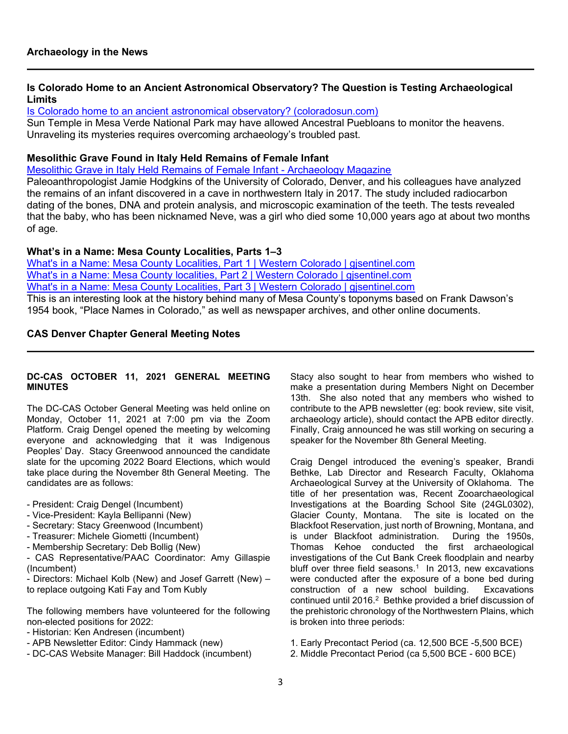## Archaeology in the News

### Is Colorado Home to an Ancient Astronomical Observatory? The Question is Testing Archaeological Limits

Is Colorado home to an ancient astronomical observatory? (coloradosun.com)

Sun Temple in Mesa Verde National Park may have allowed Ancestral Puebloans to monitor the heavens. Unraveling its mysteries requires overcoming archaeology's troubled past.

### Mesolithic Grave Found in Italy Held Remains of Female Infant

Mesolithic Grave in Italy Held Remains of Female Infant - Archaeology Magazine

Paleoanthropologist Jamie Hodgkins of the University of Colorado, Denver, and his colleagues have analyzed the remains of an infant discovered in a cave in northwestern Italy in 2017. The study included radiocarbon dating of the bones, DNA and protein analysis, and microscopic examination of the teeth. The tests revealed that the baby, who has been nicknamed Neve, was a girl who died some 10,000 years ago at about two months of age.

### What's in a Name: Mesa County Localities, Parts 1–3

What's in a Name: Mesa County Localities, Part 1 | Western Colorado | gjsentinel.com
What's in a Name: Mesa County localities, Part 2 | Western Colorado | gjsentinel.com
What's in a Name: Mesa County Localities, Part 3 | Western Colorado | gjsentinel.com

This is an interesting look at the history behind many of Mesa County's toponyms based on Frank Dawson's 1954 book, "Place Names in Colorado," as well as newspaper archives, and other online documents.

## CAS Denver Chapter General Meeting Notes

### DC-CAS OCTOBER 11, 2021 GENERAL MEETING MINUTES

The DC-CAS October General Meeting was held online on Monday, October 11, 2021 at 7:00 pm via the Zoom Platform. Craig Dengel opened the meeting by welcoming everyone and acknowledging that it was Indigenous Peoples' Day. Stacy Greenwood announced the candidate slate for the upcoming 2022 Board Elections, which would take place during the November 8th General Meeting. The candidates are as follows:

- President: Craig Dengel (Incumbent)
- Vice-President: Kayla Bellipanni (New)
- Secretary: Stacy Greenwood (Incumbent)
- Treasurer: Michele Giometti (Incumbent)
- Membership Secretary: Deb Bollig (New)
- CAS Representative/PAAC Coordinator: Amy Gillaspie (Incumbent)
- Directors: Michael Kolb (New) and Josef Garrett (New) – to replace outgoing Kati Fay and Tom Kubly

The following members have volunteered for the following non-elected positions for 2022:

- Historian: Ken Andresen (incumbent)
- APB Newsletter Editor: Cindy Hammack (new)
- DC-CAS Website Manager: Bill Haddock (incumbent)

Stacy also sought to hear from members who wished to make a presentation during Members Night on December 13th. She also noted that any members who wished to contribute to the APB newsletter (eg: book review, site visit, archaeology article), should contact the APB editor directly. Finally, Craig announced he was still working on securing a speaker for the November 8th General Meeting.

Craig Dengel introduced the evening's speaker, Brandi Bethke, Lab Director and Research Faculty, Oklahoma Archaeological Survey at the University of Oklahoma. The title of her presentation was, Recent Zooarchaeological Investigations at the Boarding School Site (24GL0302), Glacier County, Montana. The site is located on the Blackfoot Reservation, just north of Browning, Montana, and is under Blackfoot administration. During the 1950s, Thomas Kehoe conducted the first archaeological investigations of the Cut Bank Creek floodplain and nearby bluff over three field seasons.[1] In 2013, new excavations were conducted after the exposure of a bone bed during construction of a new school building. Excavations continued until 2016.[2] Bethke provided a brief discussion of the prehistoric chronology of the Northwestern Plains, which is broken into three periods:

1. Early Precontact Period (ca. 12,500 BCE -5,500 BCE)
2. Middle Precontact Period (ca 5,500 BCE - 600 BCE)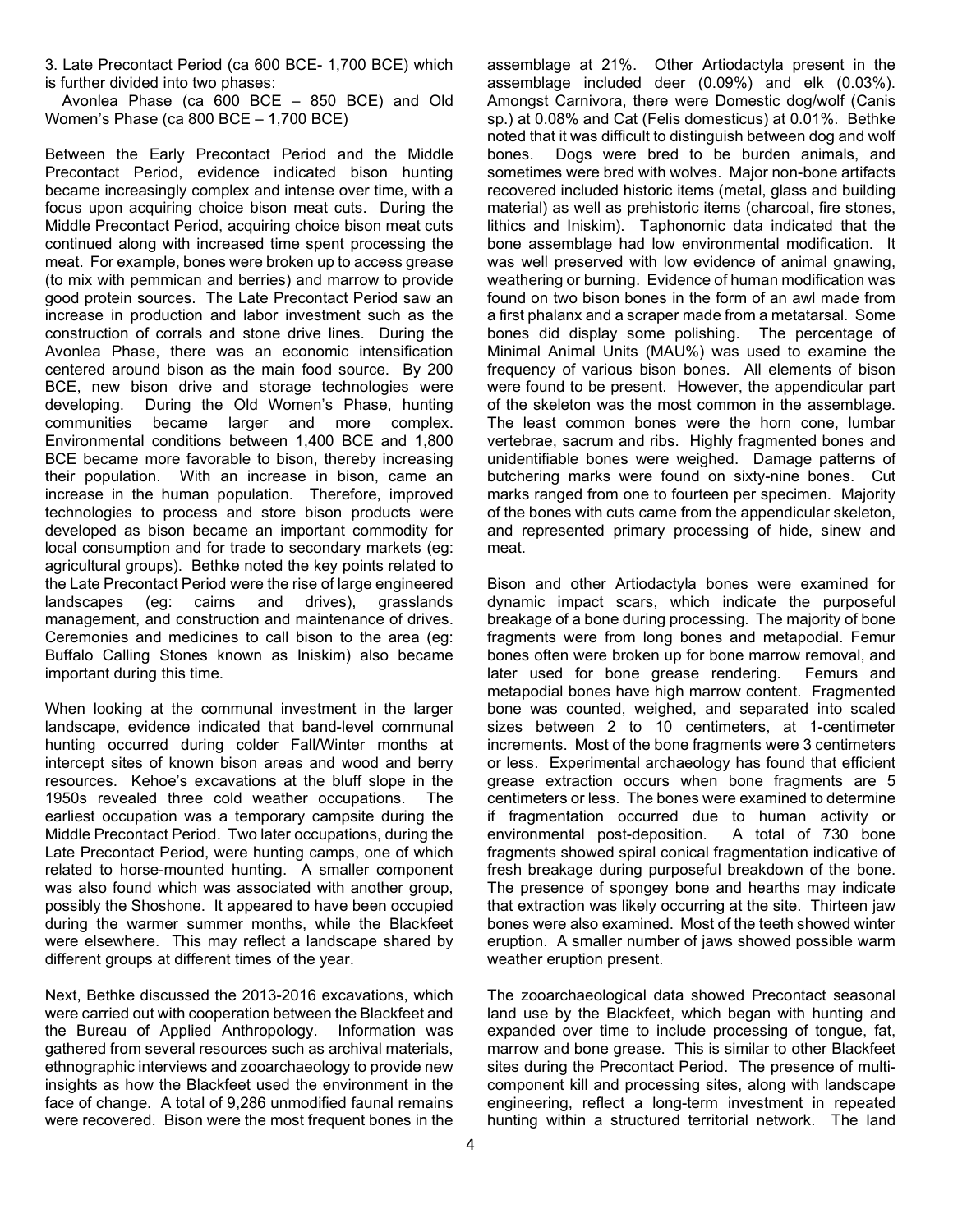3. Late Precontact Period (ca 600 BCE- 1,700 BCE) which is further divided into two phases:

Avonlea Phase (ca 600 BCE – 850 BCE) and Old Women's Phase (ca 800 BCE – 1,700 BCE)

Between the Early Precontact Period and the Middle Precontact Period, evidence indicated bison hunting became increasingly complex and intense over time, with a focus upon acquiring choice bison meat cuts. During the Middle Precontact Period, acquiring choice bison meat cuts continued along with increased time spent processing the meat. For example, bones were broken up to access grease (to mix with pemmican and berries) and marrow to provide good protein sources. The Late Precontact Period saw an increase in production and labor investment such as the construction of corrals and stone drive lines. During the Avonlea Phase, there was an economic intensification centered around bison as the main food source. By 200 BCE, new bison drive and storage technologies were developing. During the Old Women's Phase, hunting communities became larger and more complex. Environmental conditions between 1,400 BCE and 1,800 BCE became more favorable to bison, thereby increasing their population. With an increase in bison, came an increase in the human population. Therefore, improved technologies to process and store bison products were developed as bison became an important commodity for local consumption and for trade to secondary markets (eg: agricultural groups). Bethke noted the key points related to the Late Precontact Period were the rise of large engineered landscapes (eg: cairns and drives), grasslands management, and construction and maintenance of drives. Ceremonies and medicines to call bison to the area (eg: Buffalo Calling Stones known as Iniskim) also became important during this time.

When looking at the communal investment in the larger landscape, evidence indicated that band-level communal hunting occurred during colder Fall/Winter months at intercept sites of known bison areas and wood and berry resources. Kehoe's excavations at the bluff slope in the 1950s revealed three cold weather occupations. The earliest occupation was a temporary campsite during the Middle Precontact Period. Two later occupations, during the Late Precontact Period, were hunting camps, one of which related to horse-mounted hunting. A smaller component was also found which was associated with another group, possibly the Shoshone. It appeared to have been occupied during the warmer summer months, while the Blackfeet were elsewhere. This may reflect a landscape shared by different groups at different times of the year.

Next, Bethke discussed the 2013-2016 excavations, which were carried out with cooperation between the Blackfeet and the Bureau of Applied Anthropology. Information was gathered from several resources such as archival materials, ethnographic interviews and zooarchaeology to provide new insights as how the Blackfeet used the environment in the face of change. A total of 9,286 unmodified faunal remains were recovered. Bison were the most frequent bones in the assemblage at 21%. Other Artiodactyla present in the assemblage included deer (0.09%) and elk (0.03%). Amongst Carnivora, there were Domestic dog/wolf (Canis sp.) at 0.08% and Cat (Felis domesticus) at 0.01%. Bethke noted that it was difficult to distinguish between dog and wolf bones. Dogs were bred to be burden animals, and sometimes were bred with wolves. Major non-bone artifacts recovered included historic items (metal, glass and building material) as well as prehistoric items (charcoal, fire stones, lithics and Iniskim). Taphonomic data indicated that the bone assemblage had low environmental modification. It was well preserved with low evidence of animal gnawing, weathering or burning. Evidence of human modification was found on two bison bones in the form of an awl made from a first phalanx and a scraper made from a metatarsal. Some bones did display some polishing. The percentage of Minimal Animal Units (MAU%) was used to examine the frequency of various bison bones. All elements of bison were found to be present. However, the appendicular part of the skeleton was the most common in the assemblage. The least common bones were the horn cone, lumbar vertebrae, sacrum and ribs. Highly fragmented bones and unidentifiable bones were weighed. Damage patterns of butchering marks were found on sixty-nine bones. Cut marks ranged from one to fourteen per specimen. Majority of the bones with cuts came from the appendicular skeleton, and represented primary processing of hide, sinew and meat.

Bison and other Artiodactyla bones were examined for dynamic impact scars, which indicate the purposeful breakage of a bone during processing. The majority of bone fragments were from long bones and metapodial. Femur bones often were broken up for bone marrow removal, and later used for bone grease rendering. Femurs and metapodial bones have high marrow content. Fragmented bone was counted, weighed, and separated into scaled sizes between 2 to 10 centimeters, at 1-centimeter increments. Most of the bone fragments were 3 centimeters or less. Experimental archaeology has found that efficient grease extraction occurs when bone fragments are 5 centimeters or less. The bones were examined to determine if fragmentation occurred due to human activity or environmental post-deposition. A total of 730 bone fragments showed spiral conical fragmentation indicative of fresh breakage during purposeful breakdown of the bone. The presence of spongey bone and hearths may indicate that extraction was likely occurring at the site. Thirteen jaw bones were also examined. Most of the teeth showed winter eruption. A smaller number of jaws showed possible warm weather eruption present.

The zooarchaeological data showed Precontact seasonal land use by the Blackfeet, which began with hunting and expanded over time to include processing of tongue, fat, marrow and bone grease. This is similar to other Blackfeet sites during the Precontact Period. The presence of multi-component kill and processing sites, along with landscape engineering, reflect a long-term investment in repeated hunting within a structured territorial network. The land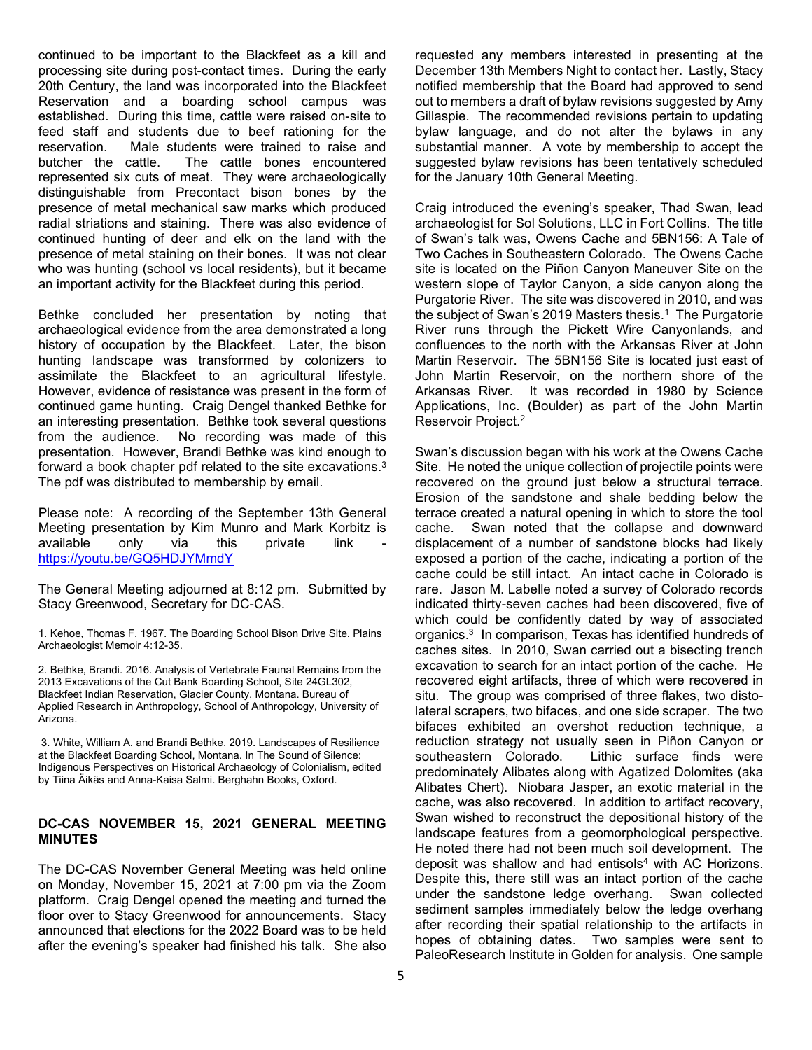continued to be important to the Blackfeet as a kill and processing site during post-contact times. During the early 20th Century, the land was incorporated into the Blackfeet Reservation and a boarding school campus was established. During this time, cattle were raised on-site to feed staff and students due to beef rationing for the reservation. Male students were trained to raise and butcher the cattle. The cattle bones encountered represented six cuts of meat. They were archaeologically distinguishable from Precontact bison bones by the presence of metal mechanical saw marks which produced radial striations and staining. There was also evidence of continued hunting of deer and elk on the land with the presence of metal staining on their bones. It was not clear who was hunting (school vs local residents), but it became an important activity for the Blackfeet during this period.

Bethke concluded her presentation by noting that archaeological evidence from the area demonstrated a long history of occupation by the Blackfeet. Later, the bison hunting landscape was transformed by colonizers to assimilate the Blackfeet to an agricultural lifestyle. However, evidence of resistance was present in the form of continued game hunting. Craig Dengel thanked Bethke for an interesting presentation. Bethke took several questions from the audience. No recording was made of this presentation. However, Brandi Bethke was kind enough to forward a book chapter pdf related to the site excavations.[3] The pdf was distributed to membership by email.

Please note: A recording of the September 13th General Meeting presentation by Kim Munro and Mark Korbitz is available only via this private link - https://youtu.be/GQ5HDJYMmdY

The General Meeting adjourned at 8:12 pm. Submitted by Stacy Greenwood, Secretary for DC-CAS.

1. Kehoe, Thomas F. 1967. The Boarding School Bison Drive Site. Plains Archaeologist Memoir 4:12-35.

2. Bethke, Brandi. 2016. Analysis of Vertebrate Faunal Remains from the 2013 Excavations of the Cut Bank Boarding School, Site 24GL302, Blackfeet Indian Reservation, Glacier County, Montana. Bureau of Applied Research in Anthropology, School of Anthropology, University of Arizona.

3. White, William A. and Brandi Bethke. 2019. Landscapes of Resilience at the Blackfeet Boarding School, Montana. In The Sound of Silence: Indigenous Perspectives on Historical Archaeology of Colonialism, edited by Tiina Äikäs and Anna-Kaisa Salmi. Berghahn Books, Oxford.

## DC-CAS NOVEMBER 15, 2021 GENERAL MEETING MINUTES

The DC-CAS November General Meeting was held online on Monday, November 15, 2021 at 7:00 pm via the Zoom platform. Craig Dengel opened the meeting and turned the floor over to Stacy Greenwood for announcements. Stacy announced that elections for the 2022 Board was to be held after the evening's speaker had finished his talk. She also requested any members interested in presenting at the December 13th Members Night to contact her. Lastly, Stacy notified membership that the Board had approved to send out to members a draft of bylaw revisions suggested by Amy Gillaspie. The recommended revisions pertain to updating bylaw language, and do not alter the bylaws in any substantial manner. A vote by membership to accept the suggested bylaw revisions has been tentatively scheduled for the January 10th General Meeting.

Craig introduced the evening's speaker, Thad Swan, lead archaeologist for Sol Solutions, LLC in Fort Collins. The title of Swan's talk was, Owens Cache and 5BN156: A Tale of Two Caches in Southeastern Colorado. The Owens Cache site is located on the Piñon Canyon Maneuver Site on the western slope of Taylor Canyon, a side canyon along the Purgatorie River. The site was discovered in 2010, and was the subject of Swan's 2019 Masters thesis.[1] The Purgatorie River runs through the Pickett Wire Canyonlands, and confluences to the north with the Arkansas River at John Martin Reservoir. The 5BN156 Site is located just east of John Martin Reservoir, on the northern shore of the Arkansas River. It was recorded in 1980 by Science Applications, Inc. (Boulder) as part of the John Martin Reservoir Project.[2]

Swan's discussion began with his work at the Owens Cache Site. He noted the unique collection of projectile points were recovered on the ground just below a structural terrace. Erosion of the sandstone and shale bedding below the terrace created a natural opening in which to store the tool cache. Swan noted that the collapse and downward displacement of a number of sandstone blocks had likely exposed a portion of the cache, indicating a portion of the cache could be still intact. An intact cache in Colorado is rare. Jason M. Labelle noted a survey of Colorado records indicated thirty-seven caches had been discovered, five of which could be confidently dated by way of associated organics.[3] In comparison, Texas has identified hundreds of caches sites. In 2010, Swan carried out a bisecting trench excavation to search for an intact portion of the cache. He recovered eight artifacts, three of which were recovered in situ. The group was comprised of three flakes, two disto-lateral scrapers, two bifaces, and one side scraper. The two bifaces exhibited an overshot reduction technique, a reduction strategy not usually seen in Piñon Canyon or southeastern Colorado. Lithic surface finds were predominately Alibates along with Agatized Dolomites (aka Alibates Chert). Niobara Jasper, an exotic material in the cache, was also recovered. In addition to artifact recovery, Swan wished to reconstruct the depositional history of the landscape features from a geomorphological perspective. He noted there had not been much soil development. The deposit was shallow and had entisols[4] with AC Horizons. Despite this, there still was an intact portion of the cache under the sandstone ledge overhang. Swan collected sediment samples immediately below the ledge overhang after recording their spatial relationship to the artifacts in hopes of obtaining dates. Two samples were sent to PaleoResearch Institute in Golden for analysis. One sample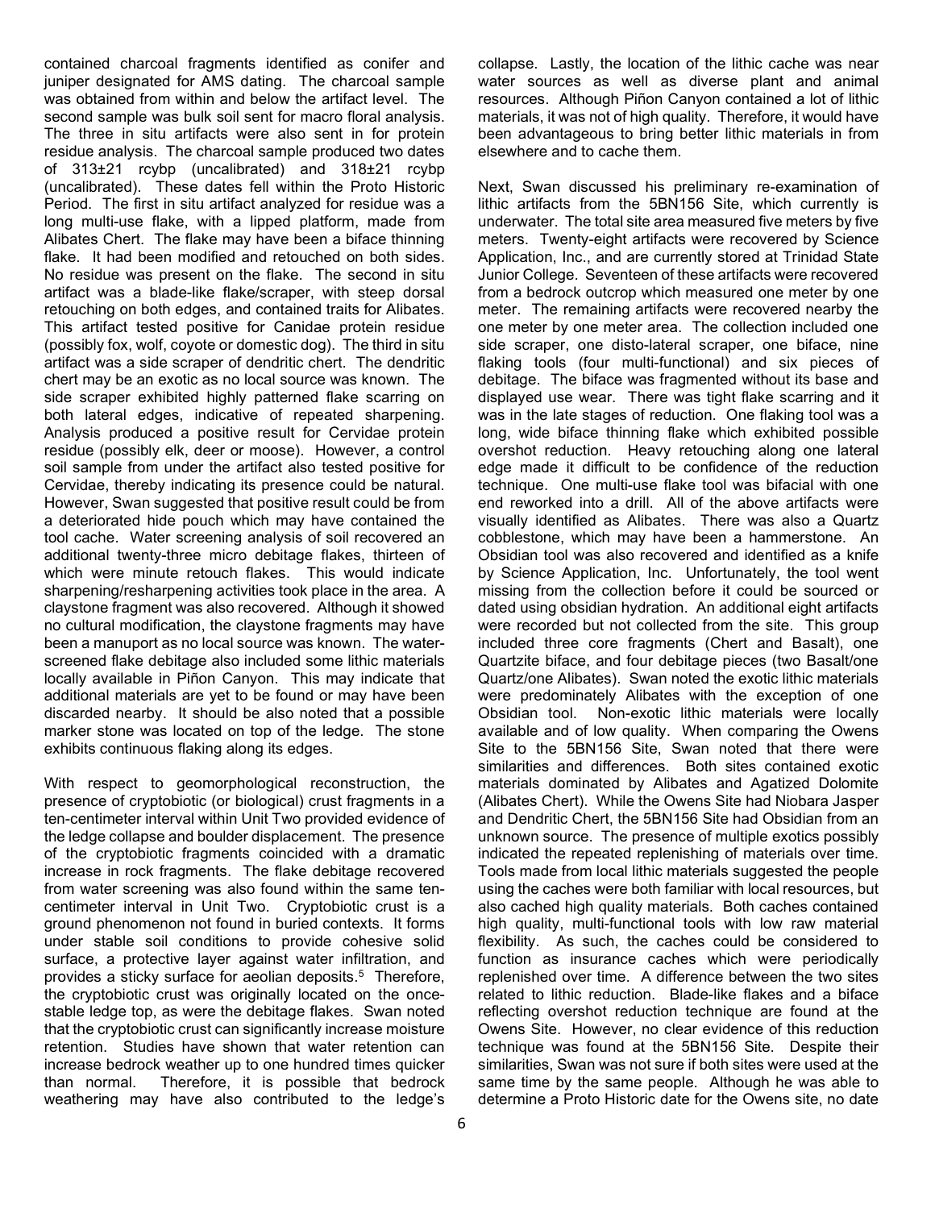contained charcoal fragments identified as conifer and juniper designated for AMS dating. The charcoal sample was obtained from within and below the artifact level. The second sample was bulk soil sent for macro floral analysis. The three in situ artifacts were also sent in for protein residue analysis. The charcoal sample produced two dates of 313±21 rcybp (uncalibrated) and 318±21 rcybp (uncalibrated). These dates fell within the Proto Historic Period. The first in situ artifact analyzed for residue was a long multi-use flake, with a lipped platform, made from Alibates Chert. The flake may have been a biface thinning flake. It had been modified and retouched on both sides. No residue was present on the flake. The second in situ artifact was a blade-like flake/scraper, with steep dorsal retouching on both edges, and contained traits for Alibates. This artifact tested positive for Canidae protein residue (possibly fox, wolf, coyote or domestic dog). The third in situ artifact was a side scraper of dendritic chert. The dendritic chert may be an exotic as no local source was known. The side scraper exhibited highly patterned flake scarring on both lateral edges, indicative of repeated sharpening. Analysis produced a positive result for Cervidae protein residue (possibly elk, deer or moose). However, a control soil sample from under the artifact also tested positive for Cervidae, thereby indicating its presence could be natural. However, Swan suggested that positive result could be from a deteriorated hide pouch which may have contained the tool cache. Water screening analysis of soil recovered an additional twenty-three micro debitage flakes, thirteen of which were minute retouch flakes. This would indicate sharpening/resharpening activities took place in the area. A claystone fragment was also recovered. Although it showed no cultural modification, the claystone fragments may have been a manuport as no local source was known. The water-screened flake debitage also included some lithic materials locally available in Piñon Canyon. This may indicate that additional materials are yet to be found or may have been discarded nearby. It should be also noted that a possible marker stone was located on top of the ledge. The stone exhibits continuous flaking along its edges.

With respect to geomorphological reconstruction, the presence of cryptobiotic (or biological) crust fragments in a ten-centimeter interval within Unit Two provided evidence of the ledge collapse and boulder displacement. The presence of the cryptobiotic fragments coincided with a dramatic increase in rock fragments. The flake debitage recovered from water screening was also found within the same ten-centimeter interval in Unit Two. Cryptobiotic crust is a ground phenomenon not found in buried contexts. It forms under stable soil conditions to provide cohesive solid surface, a protective layer against water infiltration, and provides a sticky surface for aeolian deposits.[5] Therefore, the cryptobiotic crust was originally located on the once-stable ledge top, as were the debitage flakes. Swan noted that the cryptobiotic crust can significantly increase moisture retention. Studies have shown that water retention can increase bedrock weather up to one hundred times quicker than normal. Therefore, it is possible that bedrock weathering may have also contributed to the ledge's collapse. Lastly, the location of the lithic cache was near water sources as well as diverse plant and animal resources. Although Piñon Canyon contained a lot of lithic materials, it was not of high quality. Therefore, it would have been advantageous to bring better lithic materials in from elsewhere and to cache them.

Next, Swan discussed his preliminary re-examination of lithic artifacts from the 5BN156 Site, which currently is underwater. The total site area measured five meters by five meters. Twenty-eight artifacts were recovered by Science Application, Inc., and are currently stored at Trinidad State Junior College. Seventeen of these artifacts were recovered from a bedrock outcrop which measured one meter by one meter. The remaining artifacts were recovered nearby the one meter by one meter area. The collection included one side scraper, one disto-lateral scraper, one biface, nine flaking tools (four multi-functional) and six pieces of debitage. The biface was fragmented without its base and displayed use wear. There was tight flake scarring and it was in the late stages of reduction. One flaking tool was a long, wide biface thinning flake which exhibited possible overshot reduction. Heavy retouching along one lateral edge made it difficult to be confidence of the reduction technique. One multi-use flake tool was bifacial with one end reworked into a drill. All of the above artifacts were visually identified as Alibates. There was also a Quartz cobblestone, which may have been a hammerstone. An Obsidian tool was also recovered and identified as a knife by Science Application, Inc. Unfortunately, the tool went missing from the collection before it could be sourced or dated using obsidian hydration. An additional eight artifacts were recorded but not collected from the site. This group included three core fragments (Chert and Basalt), one Quartzite biface, and four debitage pieces (two Basalt/one Quartz/one Alibates). Swan noted the exotic lithic materials were predominately Alibates with the exception of one Obsidian tool. Non-exotic lithic materials were locally available and of low quality. When comparing the Owens Site to the 5BN156 Site, Swan noted that there were similarities and differences. Both sites contained exotic materials dominated by Alibates and Agatized Dolomite (Alibates Chert). While the Owens Site had Niobara Jasper and Dendritic Chert, the 5BN156 Site had Obsidian from an unknown source. The presence of multiple exotics possibly indicated the repeated replenishing of materials over time. Tools made from local lithic materials suggested the people using the caches were both familiar with local resources, but also cached high quality materials. Both caches contained high quality, multi-functional tools with low raw material flexibility. As such, the caches could be considered to function as insurance caches which were periodically replenished over time. A difference between the two sites related to lithic reduction. Blade-like flakes and a biface reflecting overshot reduction technique are found at the Owens Site. However, no clear evidence of this reduction technique was found at the 5BN156 Site. Despite their similarities, Swan was not sure if both sites were used at the same time by the same people. Although he was able to determine a Proto Historic date for the Owens site, no date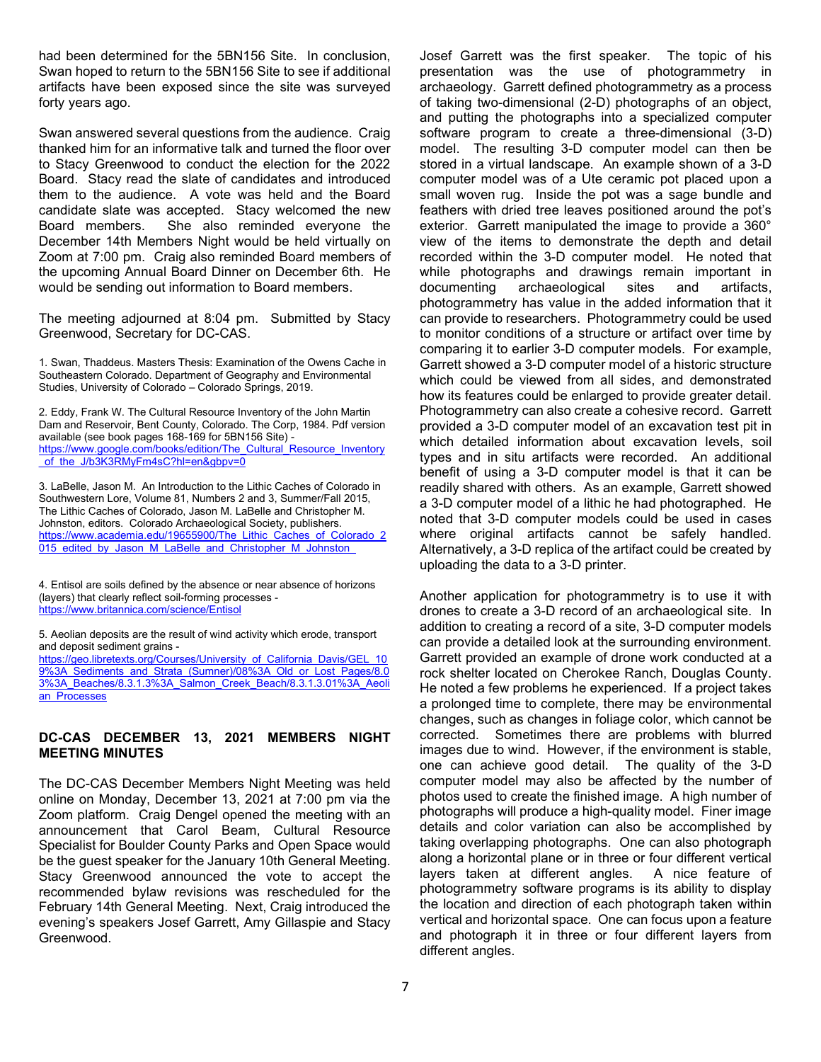had been determined for the 5BN156 Site. In conclusion, Swan hoped to return to the 5BN156 Site to see if additional artifacts have been exposed since the site was surveyed forty years ago.

Swan answered several questions from the audience. Craig thanked him for an informative talk and turned the floor over to Stacy Greenwood to conduct the election for the 2022 Board. Stacy read the slate of candidates and introduced them to the audience. A vote was held and the Board candidate slate was accepted. Stacy welcomed the new Board members. She also reminded everyone the December 14th Members Night would be held virtually on Zoom at 7:00 pm. Craig also reminded Board members of the upcoming Annual Board Dinner on December 6th. He would be sending out information to Board members.

The meeting adjourned at 8:04 pm. Submitted by Stacy Greenwood, Secretary for DC-CAS.

1. Swan, Thaddeus. Masters Thesis: Examination of the Owens Cache in Southeastern Colorado. Department of Geography and Environmental Studies, University of Colorado – Colorado Springs, 2019.

2. Eddy, Frank W. The Cultural Resource Inventory of the John Martin Dam and Reservoir, Bent County, Colorado. The Corp, 1984. Pdf version available (see book pages 168-169 for 5BN156 Site) - https://www.google.com/books/edition/The_Cultural_Resource_Inventory_of_the_J/b3K3RMyFm4sC?hl=en&gbpv=0

3. LaBelle, Jason M. An Introduction to the Lithic Caches of Colorado in Southwestern Lore, Volume 81, Numbers 2 and 3, Summer/Fall 2015, The Lithic Caches of Colorado, Jason M. LaBelle and Christopher M. Johnston, editors. Colorado Archaeological Society, publishers. https://www.academia.edu/19655900/The_Lithic_Caches_of_Colorado_2015_edited_by_Jason_M_LaBelle_and_Christopher_M_Johnston_

4. Entisol are soils defined by the absence or near absence of horizons (layers) that clearly reflect soil-forming processes - https://www.britannica.com/science/Entisol

5. Aeolian deposits are the result of wind activity which erode, transport and deposit sediment grains - https://geo.libretexts.org/Courses/University_of_California_Davis/GEL_109%3A_Sediments_and_Strata_(Sumner)/08%3A_Old_or_Lost_Pages/8.03%3A_Beaches/8.3.1.3%3A_Salmon_Creek_Beach/8.3.1.3.01%3A_Aeolian_Processes

## DC-CAS DECEMBER 13, 2021 MEMBERS NIGHT MEETING MINUTES

The DC-CAS December Members Night Meeting was held online on Monday, December 13, 2021 at 7:00 pm via the Zoom platform. Craig Dengel opened the meeting with an announcement that Carol Beam, Cultural Resource Specialist for Boulder County Parks and Open Space would be the guest speaker for the January 10th General Meeting. Stacy Greenwood announced the vote to accept the recommended bylaw revisions was rescheduled for the February 14th General Meeting. Next, Craig introduced the evening's speakers Josef Garrett, Amy Gillaspie and Stacy Greenwood.

Josef Garrett was the first speaker. The topic of his presentation was the use of photogrammetry in archaeology. Garrett defined photogrammetry as a process of taking two-dimensional (2-D) photographs of an object, and putting the photographs into a specialized computer software program to create a three-dimensional (3-D) model. The resulting 3-D computer model can then be stored in a virtual landscape. An example shown of a 3-D computer model was of a Ute ceramic pot placed upon a small woven rug. Inside the pot was a sage bundle and feathers with dried tree leaves positioned around the pot's exterior. Garrett manipulated the image to provide a 360° view of the items to demonstrate the depth and detail recorded within the 3-D computer model. He noted that while photographs and drawings remain important in documenting archaeological sites and artifacts, photogrammetry has value in the added information that it can provide to researchers. Photogrammetry could be used to monitor conditions of a structure or artifact over time by comparing it to earlier 3-D computer models. For example, Garrett showed a 3-D computer model of a historic structure which could be viewed from all sides, and demonstrated how its features could be enlarged to provide greater detail. Photogrammetry can also create a cohesive record. Garrett provided a 3-D computer model of an excavation test pit in which detailed information about excavation levels, soil types and in situ artifacts were recorded. An additional benefit of using a 3-D computer model is that it can be readily shared with others. As an example, Garrett showed a 3-D computer model of a lithic he had photographed. He noted that 3-D computer models could be used in cases where original artifacts cannot be safely handled. Alternatively, a 3-D replica of the artifact could be created by uploading the data to a 3-D printer.

Another application for photogrammetry is to use it with drones to create a 3-D record of an archaeological site. In addition to creating a record of a site, 3-D computer models can provide a detailed look at the surrounding environment. Garrett provided an example of drone work conducted at a rock shelter located on Cherokee Ranch, Douglas County. He noted a few problems he experienced. If a project takes a prolonged time to complete, there may be environmental changes, such as changes in foliage color, which cannot be corrected. Sometimes there are problems with blurred images due to wind. However, if the environment is stable, one can achieve good detail. The quality of the 3-D computer model may also be affected by the number of photos used to create the finished image. A high number of photographs will produce a high-quality model. Finer image details and color variation can also be accomplished by taking overlapping photographs. One can also photograph along a horizontal plane or in three or four different vertical layers taken at different angles. A nice feature of photogrammetry software programs is its ability to display the location and direction of each photograph taken within vertical and horizontal space. One can focus upon a feature and photograph it in three or four different layers from different angles.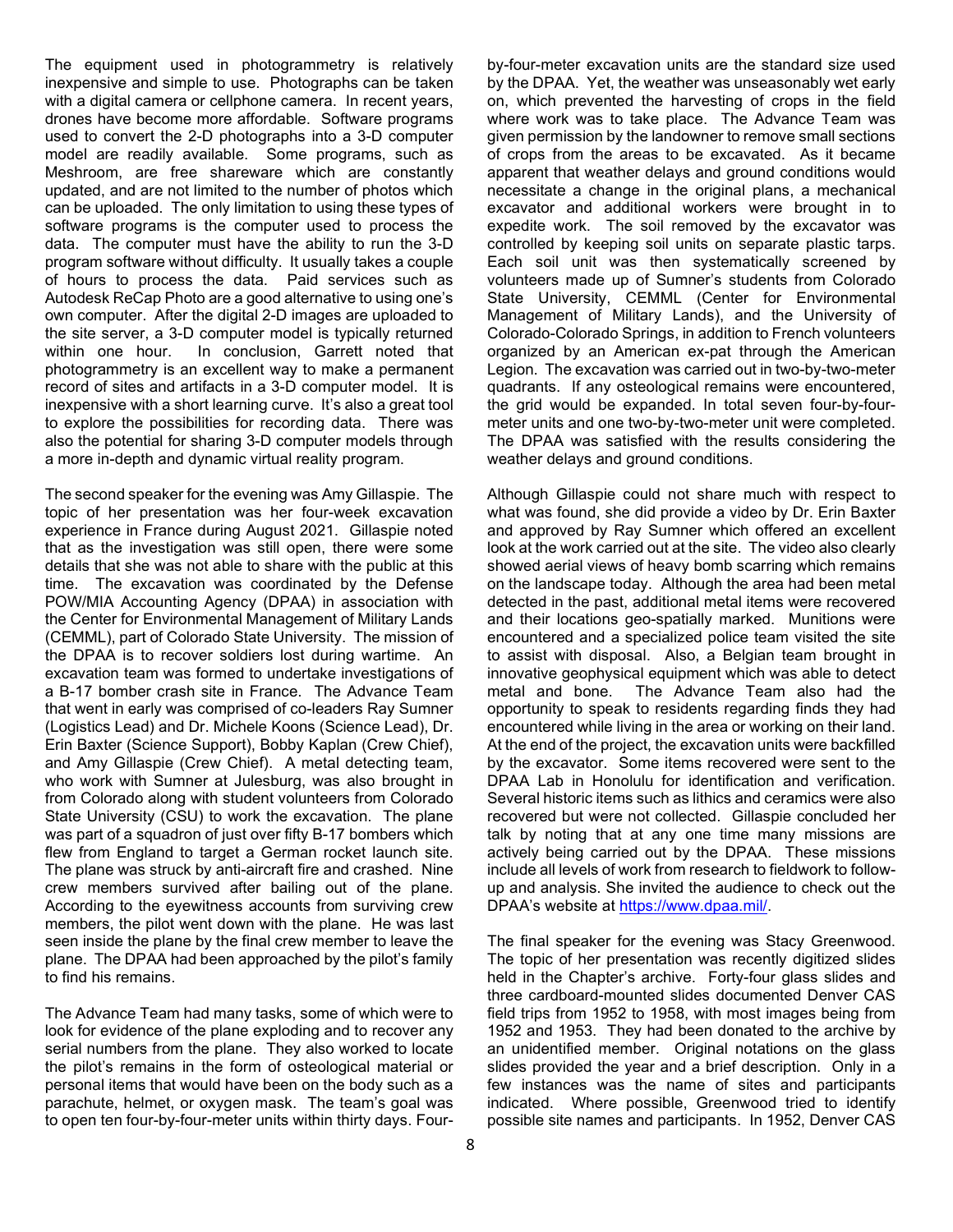The equipment used in photogrammetry is relatively inexpensive and simple to use. Photographs can be taken with a digital camera or cellphone camera. In recent years, drones have become more affordable. Software programs used to convert the 2-D photographs into a 3-D computer model are readily available. Some programs, such as Meshroom, are free shareware which are constantly updated, and are not limited to the number of photos which can be uploaded. The only limitation to using these types of software programs is the computer used to process the data. The computer must have the ability to run the 3-D program software without difficulty. It usually takes a couple of hours to process the data. Paid services such as Autodesk ReCap Photo are a good alternative to using one's own computer. After the digital 2-D images are uploaded to the site server, a 3-D computer model is typically returned within one hour. In conclusion, Garrett noted that photogrammetry is an excellent way to make a permanent record of sites and artifacts in a 3-D computer model. It is inexpensive with a short learning curve. It's also a great tool to explore the possibilities for recording data. There was also the potential for sharing 3-D computer models through a more in-depth and dynamic virtual reality program.

The second speaker for the evening was Amy Gillaspie. The topic of her presentation was her four-week excavation experience in France during August 2021. Gillaspie noted that as the investigation was still open, there were some details that she was not able to share with the public at this time. The excavation was coordinated by the Defense POW/MIA Accounting Agency (DPAA) in association with the Center for Environmental Management of Military Lands (CEMML), part of Colorado State University. The mission of the DPAA is to recover soldiers lost during wartime. An excavation team was formed to undertake investigations of a B-17 bomber crash site in France. The Advance Team that went in early was comprised of co-leaders Ray Sumner (Logistics Lead) and Dr. Michele Koons (Science Lead), Dr. Erin Baxter (Science Support), Bobby Kaplan (Crew Chief), and Amy Gillaspie (Crew Chief). A metal detecting team, who work with Sumner at Julesburg, was also brought in from Colorado along with student volunteers from Colorado State University (CSU) to work the excavation. The plane was part of a squadron of just over fifty B-17 bombers which flew from England to target a German rocket launch site. The plane was struck by anti-aircraft fire and crashed. Nine crew members survived after bailing out of the plane. According to the eyewitness accounts from surviving crew members, the pilot went down with the plane. He was last seen inside the plane by the final crew member to leave the plane. The DPAA had been approached by the pilot's family to find his remains.

The Advance Team had many tasks, some of which were to look for evidence of the plane exploding and to recover any serial numbers from the plane. They also worked to locate the pilot's remains in the form of osteological material or personal items that would have been on the body such as a parachute, helmet, or oxygen mask. The team's goal was to open ten four-by-four-meter units within thirty days. Four-by-four-meter excavation units are the standard size used by the DPAA. Yet, the weather was unseasonably wet early on, which prevented the harvesting of crops in the field where work was to take place. The Advance Team was given permission by the landowner to remove small sections of crops from the areas to be excavated. As it became apparent that weather delays and ground conditions would necessitate a change in the original plans, a mechanical excavator and additional workers were brought in to expedite work. The soil removed by the excavator was controlled by keeping soil units on separate plastic tarps. Each soil unit was then systematically screened by volunteers made up of Sumner's students from Colorado State University, CEMML (Center for Environmental Management of Military Lands), and the University of Colorado-Colorado Springs, in addition to French volunteers organized by an American ex-pat through the American Legion. The excavation was carried out in two-by-two-meter quadrants. If any osteological remains were encountered, the grid would be expanded. In total seven four-by-four-meter units and one two-by-two-meter unit were completed. The DPAA was satisfied with the results considering the weather delays and ground conditions.

Although Gillaspie could not share much with respect to what was found, she did provide a video by Dr. Erin Baxter and approved by Ray Sumner which offered an excellent look at the work carried out at the site. The video also clearly showed aerial views of heavy bomb scarring which remains on the landscape today. Although the area had been metal detected in the past, additional metal items were recovered and their locations geo-spatially marked. Munitions were encountered and a specialized police team visited the site to assist with disposal. Also, a Belgian team brought in innovative geophysical equipment which was able to detect metal and bone. The Advance Team also had the opportunity to speak to residents regarding finds they had encountered while living in the area or working on their land. At the end of the project, the excavation units were backfilled by the excavator. Some items recovered were sent to the DPAA Lab in Honolulu for identification and verification. Several historic items such as lithics and ceramics were also recovered but were not collected. Gillaspie concluded her talk by noting that at any one time many missions are actively being carried out by the DPAA. These missions include all levels of work from research to fieldwork to follow-up and analysis. She invited the audience to check out the DPAA's website at https://www.dpaa.mil/.

The final speaker for the evening was Stacy Greenwood. The topic of her presentation was recently digitized slides held in the Chapter's archive. Forty-four glass slides and three cardboard-mounted slides documented Denver CAS field trips from 1952 to 1958, with most images being from 1952 and 1953. They had been donated to the archive by an unidentified member. Original notations on the glass slides provided the year and a brief description. Only in a few instances was the name of sites and participants indicated. Where possible, Greenwood tried to identify possible site names and participants. In 1952, Denver CAS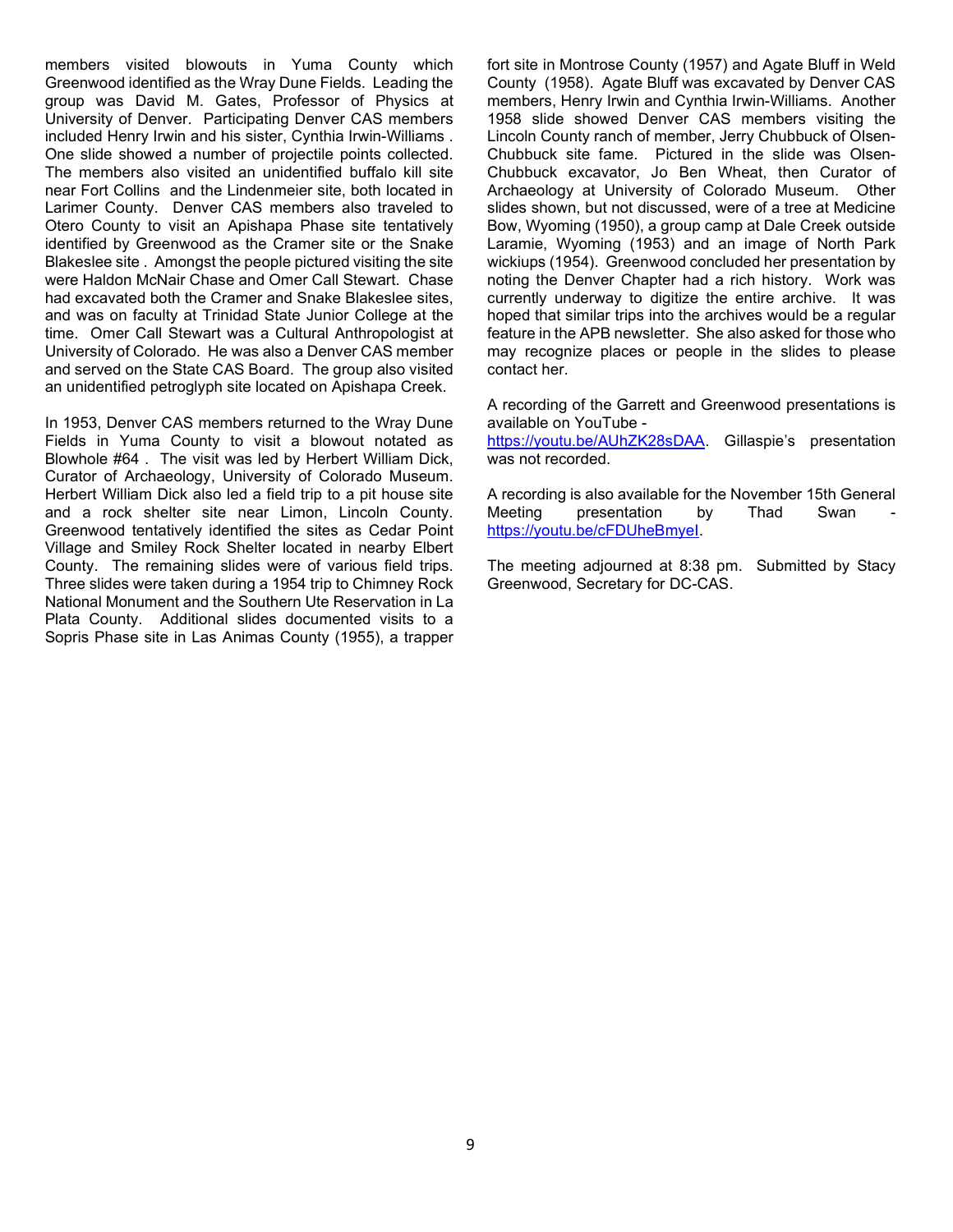members visited blowouts in Yuma County which Greenwood identified as the Wray Dune Fields. Leading the group was David M. Gates, Professor of Physics at University of Denver. Participating Denver CAS members included Henry Irwin and his sister, Cynthia Irwin-Williams . One slide showed a number of projectile points collected. The members also visited an unidentified buffalo kill site near Fort Collins and the Lindenmeier site, both located in Larimer County. Denver CAS members also traveled to Otero County to visit an Apishapa Phase site tentatively identified by Greenwood as the Cramer site or the Snake Blakeslee site . Amongst the people pictured visiting the site were Haldon McNair Chase and Omer Call Stewart. Chase had excavated both the Cramer and Snake Blakeslee sites, and was on faculty at Trinidad State Junior College at the time. Omer Call Stewart was a Cultural Anthropologist at University of Colorado. He was also a Denver CAS member and served on the State CAS Board. The group also visited an unidentified petroglyph site located on Apishapa Creek.

In 1953, Denver CAS members returned to the Wray Dune Fields in Yuma County to visit a blowout notated as Blowhole #64 . The visit was led by Herbert William Dick, Curator of Archaeology, University of Colorado Museum. Herbert William Dick also led a field trip to a pit house site and a rock shelter site near Limon, Lincoln County. Greenwood tentatively identified the sites as Cedar Point Village and Smiley Rock Shelter located in nearby Elbert County. The remaining slides were of various field trips. Three slides were taken during a 1954 trip to Chimney Rock National Monument and the Southern Ute Reservation in La Plata County. Additional slides documented visits to a Sopris Phase site in Las Animas County (1955), a trapper fort site in Montrose County (1957) and Agate Bluff in Weld County (1958). Agate Bluff was excavated by Denver CAS members, Henry Irwin and Cynthia Irwin-Williams. Another 1958 slide showed Denver CAS members visiting the Lincoln County ranch of member, Jerry Chubbuck of Olsen-Chubbuck site fame. Pictured in the slide was Olsen-Chubbuck excavator, Jo Ben Wheat, then Curator of Archaeology at University of Colorado Museum. Other slides shown, but not discussed, were of a tree at Medicine Bow, Wyoming (1950), a group camp at Dale Creek outside Laramie, Wyoming (1953) and an image of North Park wickiups (1954). Greenwood concluded her presentation by noting the Denver Chapter had a rich history. Work was currently underway to digitize the entire archive. It was hoped that similar trips into the archives would be a regular feature in the APB newsletter. She also asked for those who may recognize places or people in the slides to please contact her.

A recording of the Garrett and Greenwood presentations is available on YouTube - https://youtu.be/AUhZK28sDAA. Gillaspie's presentation was not recorded.

A recording is also available for the November 15th General Meeting presentation by Thad Swan - https://youtu.be/cFDUheBmyeI.

The meeting adjourned at 8:38 pm. Submitted by Stacy Greenwood, Secretary for DC-CAS.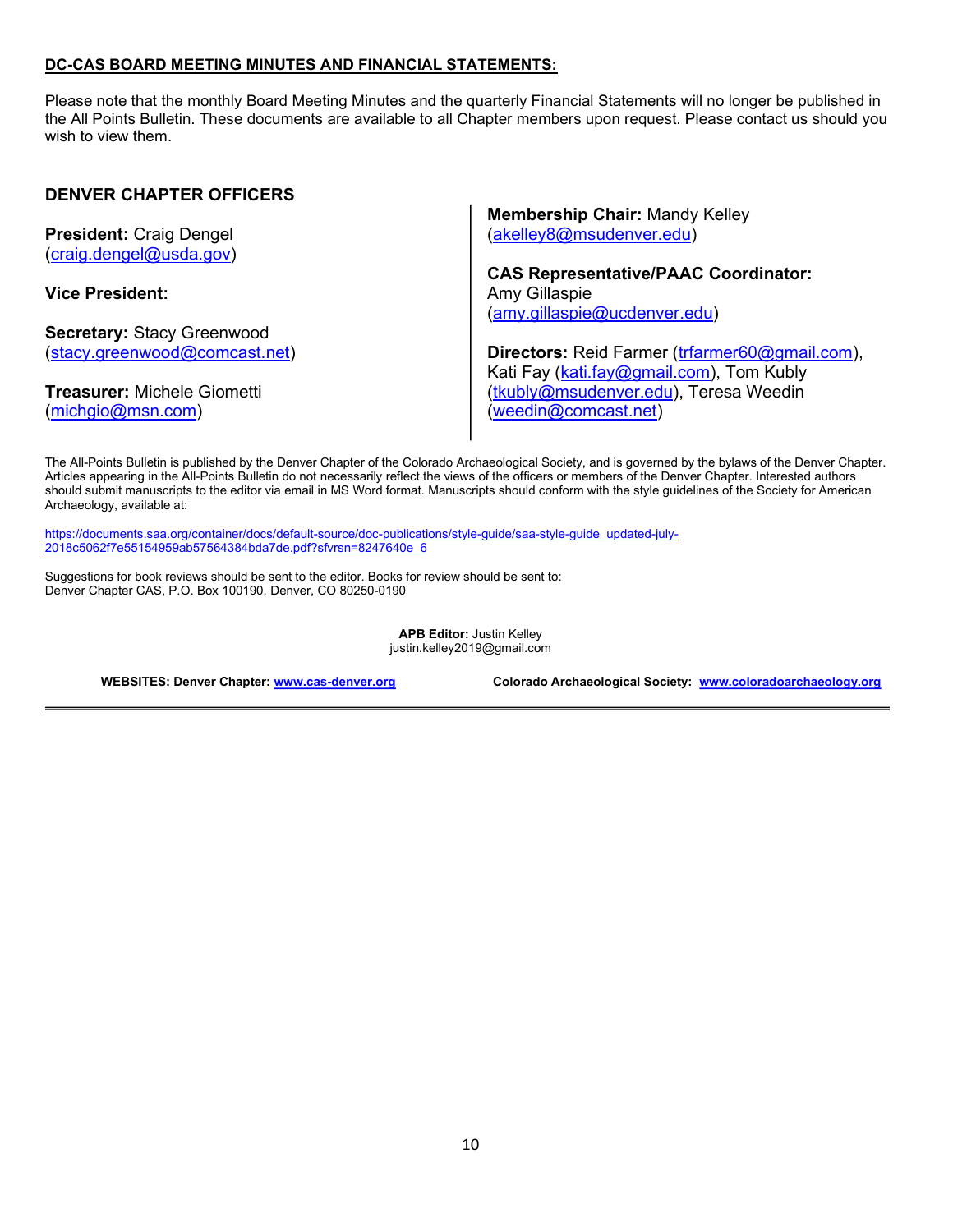**DC-CAS BOARD MEETING MINUTES AND FINANCIAL STATEMENTS:**

Please note that the monthly Board Meeting Minutes and the quarterly Financial Statements will no longer be published in the All Points Bulletin. These documents are available to all Chapter members upon request. Please contact us should you wish to view them.

## DENVER CHAPTER OFFICERS

**President:** Craig Dengel
(craig.dengel@usda.gov)

**Vice President:**

**Secretary:** Stacy Greenwood
(stacy.greenwood@comcast.net)

**Treasurer:** Michele Giometti
(michgio@msn.com)

**Membership Chair:** Mandy Kelley
(akelley8@msudenver.edu)

**CAS Representative/PAAC Coordinator:**
Amy Gillaspie
(amy.gillaspie@ucdenver.edu)

**Directors:** Reid Farmer (trfarmer60@gmail.com), Kati Fay (kati.fay@gmail.com), Tom Kubly (tkubly@msudenver.edu), Teresa Weedin (weedin@comcast.net)

The All-Points Bulletin is published by the Denver Chapter of the Colorado Archaeological Society, and is governed by the bylaws of the Denver Chapter. Articles appearing in the All-Points Bulletin do not necessarily reflect the views of the officers or members of the Denver Chapter. Interested authors should submit manuscripts to the editor via email in MS Word format. Manuscripts should conform with the style guidelines of the Society for American Archaeology, available at:

https://documents.saa.org/container/docs/default-source/doc-publications/style-guide/saa-style-guide_updated-july-2018c5062f7e55154959ab57564384bda7de.pdf?sfvrsn=8247640e_6

Suggestions for book reviews should be sent to the editor. Books for review should be sent to:
Denver Chapter CAS, P.O. Box 100190, Denver, CO 80250-0190

**APB Editor:** Justin Kelley
justin.kelley2019@gmail.com

**WEBSITES: Denver Chapter: www.cas-denver.org** **Colorado Archaeological Society: www.coloradoarchaeology.org**